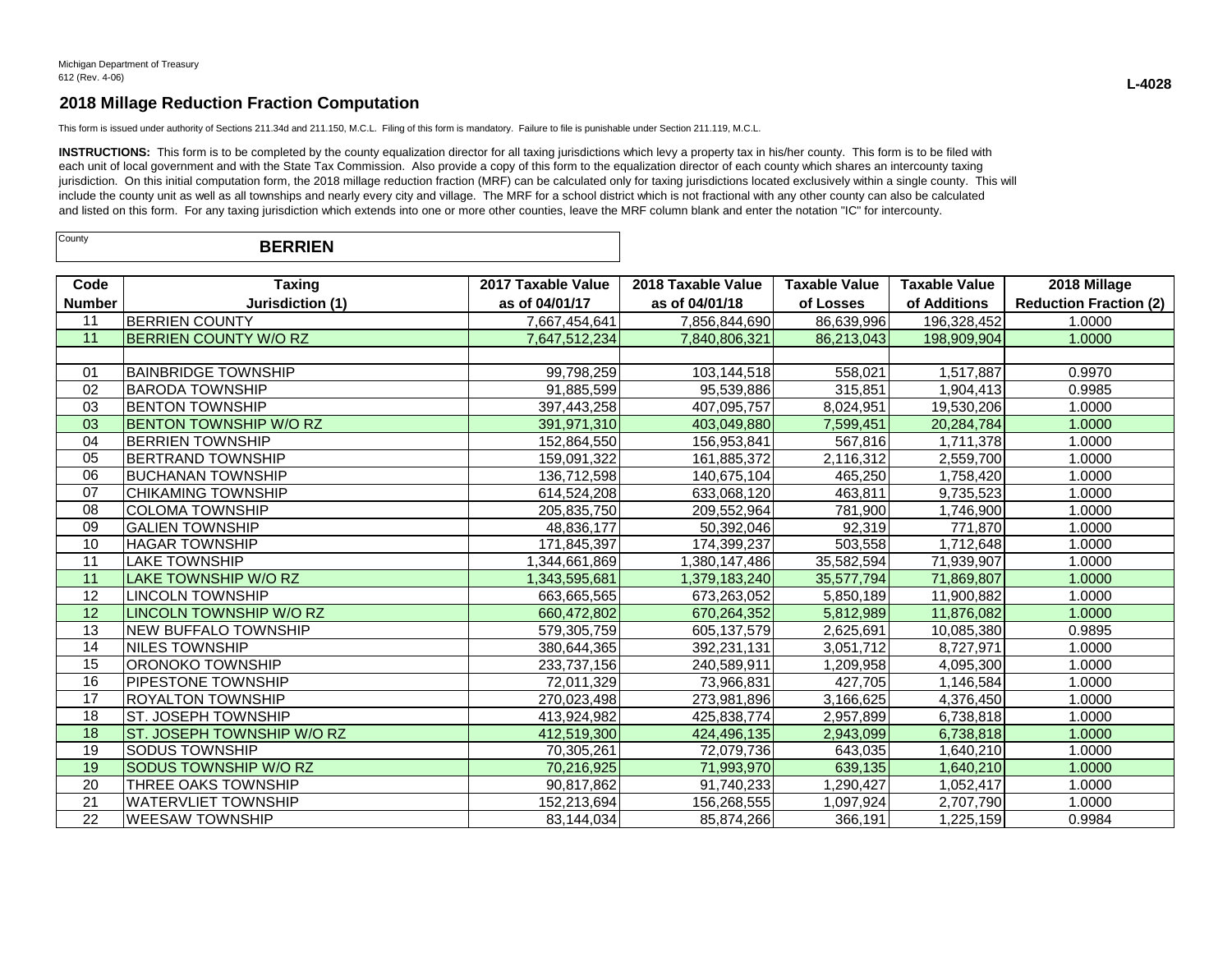Michigan Department of Treasury
612 (Rev. 4-06)

**L-4028**

## 2018 Millage Reduction Fraction Computation

This form is issued under authority of Sections 211.34d and 211.150, M.C.L. Filing of this form is mandatory. Failure to file is punishable under Section 211.119, M.C.L.

**INSTRUCTIONS:** This form is to be completed by the county equalization director for all taxing jurisdictions which levy a property tax in his/her county. This form is to be filed with each unit of local government and with the State Tax Commission. Also provide a copy of this form to the equalization director of each county which shares an intercounty taxing jurisdiction. On this initial computation form, the 2018 millage reduction fraction (MRF) can be calculated only for taxing jurisdictions located exclusively within a single county. This will include the county unit as well as all townships and nearly every city and village. The MRF for a school district which is not fractional with any other county can also be calculated and listed on this form. For any taxing jurisdiction which extends into one or more other counties, leave the MRF column blank and enter the notation "IC" for intercounty.

County: **BERRIEN**

| Code Number | Taxing Jurisdiction (1) | 2017 Taxable Value as of 04/01/17 | 2018 Taxable Value as of 04/01/18 | Taxable Value of Losses | Taxable Value of Additions | 2018 Millage Reduction Fraction (2) |
|---|---|---|---|---|---|---|
| 11 | BERRIEN COUNTY | 7,667,454,641 | 7,856,844,690 | 86,639,996 | 196,328,452 | 1.0000 |
| 11 | BERRIEN COUNTY W/O RZ | 7,647,512,234 | 7,840,806,321 | 86,213,043 | 198,909,904 | 1.0000 |
| | | | | | | |
| 01 | BAINBRIDGE TOWNSHIP | 99,798,259 | 103,144,518 | 558,021 | 1,517,887 | 0.9970 |
| 02 | BARODA TOWNSHIP | 91,885,599 | 95,539,886 | 315,851 | 1,904,413 | 0.9985 |
| 03 | BENTON TOWNSHIP | 397,443,258 | 407,095,757 | 8,024,951 | 19,530,206 | 1.0000 |
| 03 | BENTON TOWNSHIP W/O RZ | 391,971,310 | 403,049,880 | 7,599,451 | 20,284,784 | 1.0000 |
| 04 | BERRIEN TOWNSHIP | 152,864,550 | 156,953,841 | 567,816 | 1,711,378 | 1.0000 |
| 05 | BERTRAND TOWNSHIP | 159,091,322 | 161,885,372 | 2,116,312 | 2,559,700 | 1.0000 |
| 06 | BUCHANAN TOWNSHIP | 136,712,598 | 140,675,104 | 465,250 | 1,758,420 | 1.0000 |
| 07 | CHIKAMING TOWNSHIP | 614,524,208 | 633,068,120 | 463,811 | 9,735,523 | 1.0000 |
| 08 | COLOMA TOWNSHIP | 205,835,750 | 209,552,964 | 781,900 | 1,746,900 | 1.0000 |
| 09 | GALIEN TOWNSHIP | 48,836,177 | 50,392,046 | 92,319 | 771,870 | 1.0000 |
| 10 | HAGAR TOWNSHIP | 171,845,397 | 174,399,237 | 503,558 | 1,712,648 | 1.0000 |
| 11 | LAKE TOWNSHIP | 1,344,661,869 | 1,380,147,486 | 35,582,594 | 71,939,907 | 1.0000 |
| 11 | LAKE TOWNSHIP W/O RZ | 1,343,595,681 | 1,379,183,240 | 35,577,794 | 71,869,807 | 1.0000 |
| 12 | LINCOLN TOWNSHIP | 663,665,565 | 673,263,052 | 5,850,189 | 11,900,882 | 1.0000 |
| 12 | LINCOLN TOWNSHIP W/O RZ | 660,472,802 | 670,264,352 | 5,812,989 | 11,876,082 | 1.0000 |
| 13 | NEW BUFFALO TOWNSHIP | 579,305,759 | 605,137,579 | 2,625,691 | 10,085,380 | 0.9895 |
| 14 | NILES TOWNSHIP | 380,644,365 | 392,231,131 | 3,051,712 | 8,727,971 | 1.0000 |
| 15 | ORONOKO TOWNSHIP | 233,737,156 | 240,589,911 | 1,209,958 | 4,095,300 | 1.0000 |
| 16 | PIPESTONE TOWNSHIP | 72,011,329 | 73,966,831 | 427,705 | 1,146,584 | 1.0000 |
| 17 | ROYALTON TOWNSHIP | 270,023,498 | 273,981,896 | 3,166,625 | 4,376,450 | 1.0000 |
| 18 | ST. JOSEPH TOWNSHIP | 413,924,982 | 425,838,774 | 2,957,899 | 6,738,818 | 1.0000 |
| 18 | ST. JOSEPH TOWNSHIP W/O RZ | 412,519,300 | 424,496,135 | 2,943,099 | 6,738,818 | 1.0000 |
| 19 | SODUS TOWNSHIP | 70,305,261 | 72,079,736 | 643,035 | 1,640,210 | 1.0000 |
| 19 | SODUS TOWNSHIP W/O RZ | 70,216,925 | 71,993,970 | 639,135 | 1,640,210 | 1.0000 |
| 20 | THREE OAKS TOWNSHIP | 90,817,862 | 91,740,233 | 1,290,427 | 1,052,417 | 1.0000 |
| 21 | WATERVLIET TOWNSHIP | 152,213,694 | 156,268,555 | 1,097,924 | 2,707,790 | 1.0000 |
| 22 | WEESAW TOWNSHIP | 83,144,034 | 85,874,266 | 366,191 | 1,225,159 | 0.9984 |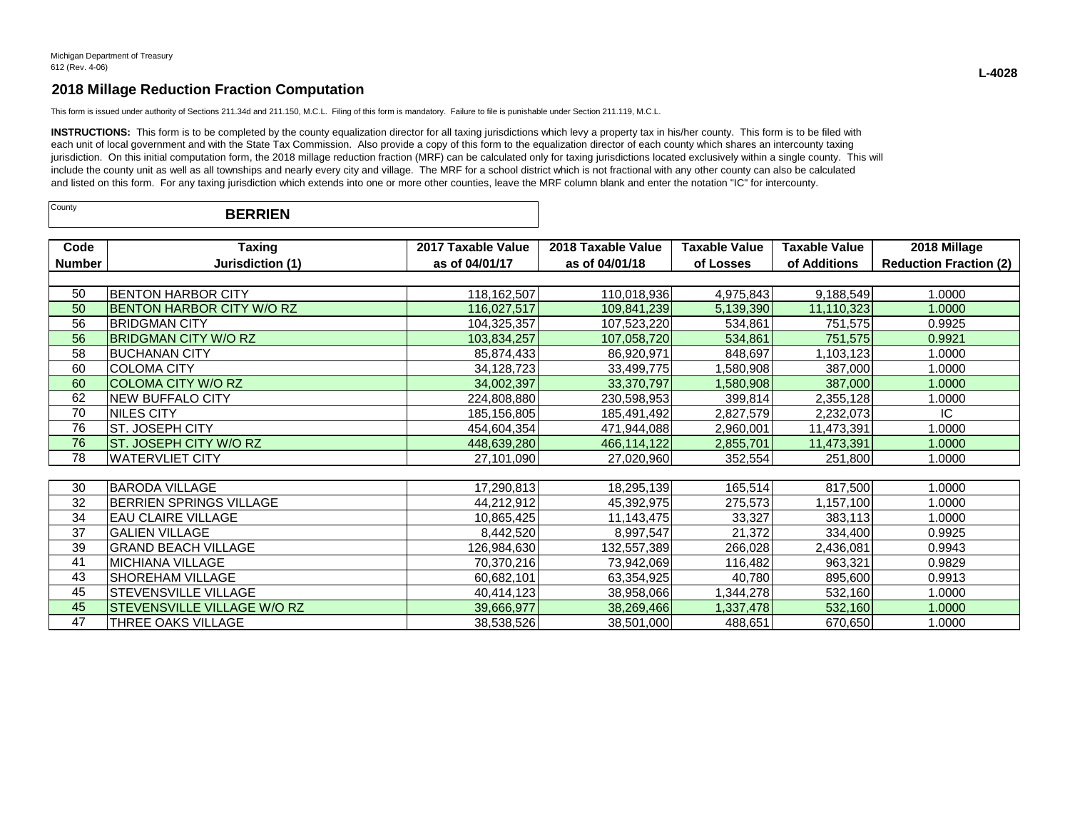Michigan Department of Treasury
612 (Rev. 4-06)

**L-4028**

## 2018 Millage Reduction Fraction Computation

This form is issued under authority of Sections 211.34d and 211.150, M.C.L. Filing of this form is mandatory. Failure to file is punishable under Section 211.119, M.C.L.

**INSTRUCTIONS:** This form is to be completed by the county equalization director for all taxing jurisdictions which levy a property tax in his/her county. This form is to be filed with each unit of local government and with the State Tax Commission. Also provide a copy of this form to the equalization director of each county which shares an intercounty taxing jurisdiction. On this initial computation form, the 2018 millage reduction fraction (MRF) can be calculated only for taxing jurisdictions located exclusively within a single county. This will include the county unit as well as all townships and nearly every city and village. The MRF for a school district which is not fractional with any other county can also be calculated and listed on this form. For any taxing jurisdiction which extends into one or more other counties, leave the MRF column blank and enter the notation "IC" for intercounty.

County: **BERRIEN**

| Code Number | Taxing Jurisdiction (1) | 2017 Taxable Value as of 04/01/17 | 2018 Taxable Value as of 04/01/18 | Taxable Value of Losses | Taxable Value of Additions | 2018 Millage Reduction Fraction (2) |
|---|---|---|---|---|---|---|
| 50 | BENTON HARBOR CITY | 118,162,507 | 110,018,936 | 4,975,843 | 9,188,549 | 1.0000 |
| 50 | BENTON HARBOR CITY W/O RZ | 116,027,517 | 109,841,239 | 5,139,390 | 11,110,323 | 1.0000 |
| 56 | BRIDGMAN CITY | 104,325,357 | 107,523,220 | 534,861 | 751,575 | 0.9925 |
| 56 | BRIDGMAN CITY W/O RZ | 103,834,257 | 107,058,720 | 534,861 | 751,575 | 0.9921 |
| 58 | BUCHANAN CITY | 85,874,433 | 86,920,971 | 848,697 | 1,103,123 | 1.0000 |
| 60 | COLOMA CITY | 34,128,723 | 33,499,775 | 1,580,908 | 387,000 | 1.0000 |
| 60 | COLOMA CITY W/O RZ | 34,002,397 | 33,370,797 | 1,580,908 | 387,000 | 1.0000 |
| 62 | NEW BUFFALO CITY | 224,808,880 | 230,598,953 | 399,814 | 2,355,128 | 1.0000 |
| 70 | NILES CITY | 185,156,805 | 185,491,492 | 2,827,579 | 2,232,073 | IC |
| 76 | ST. JOSEPH CITY | 454,604,354 | 471,944,088 | 2,960,001 | 11,473,391 | 1.0000 |
| 76 | ST. JOSEPH CITY W/O RZ | 448,639,280 | 466,114,122 | 2,855,701 | 11,473,391 | 1.0000 |
| 78 | WATERVLIET CITY | 27,101,090 | 27,020,960 | 352,554 | 251,800 | 1.0000 |
| | | | | | | |
| 30 | BARODA VILLAGE | 17,290,813 | 18,295,139 | 165,514 | 817,500 | 1.0000 |
| 32 | BERRIEN SPRINGS VILLAGE | 44,212,912 | 45,392,975 | 275,573 | 1,157,100 | 1.0000 |
| 34 | EAU CLAIRE VILLAGE | 10,865,425 | 11,143,475 | 33,327 | 383,113 | 1.0000 |
| 37 | GALIEN VILLAGE | 8,442,520 | 8,997,547 | 21,372 | 334,400 | 0.9925 |
| 39 | GRAND BEACH VILLAGE | 126,984,630 | 132,557,389 | 266,028 | 2,436,081 | 0.9943 |
| 41 | MICHIANA VILLAGE | 70,370,216 | 73,942,069 | 116,482 | 963,321 | 0.9829 |
| 43 | SHOREHAM VILLAGE | 60,682,101 | 63,354,925 | 40,780 | 895,600 | 0.9913 |
| 45 | STEVENSVILLE VILLAGE | 40,414,123 | 38,958,066 | 1,344,278 | 532,160 | 1.0000 |
| 45 | STEVENSVILLE VILLAGE W/O RZ | 39,666,977 | 38,269,466 | 1,337,478 | 532,160 | 1.0000 |
| 47 | THREE OAKS VILLAGE | 38,538,526 | 38,501,000 | 488,651 | 670,650 | 1.0000 |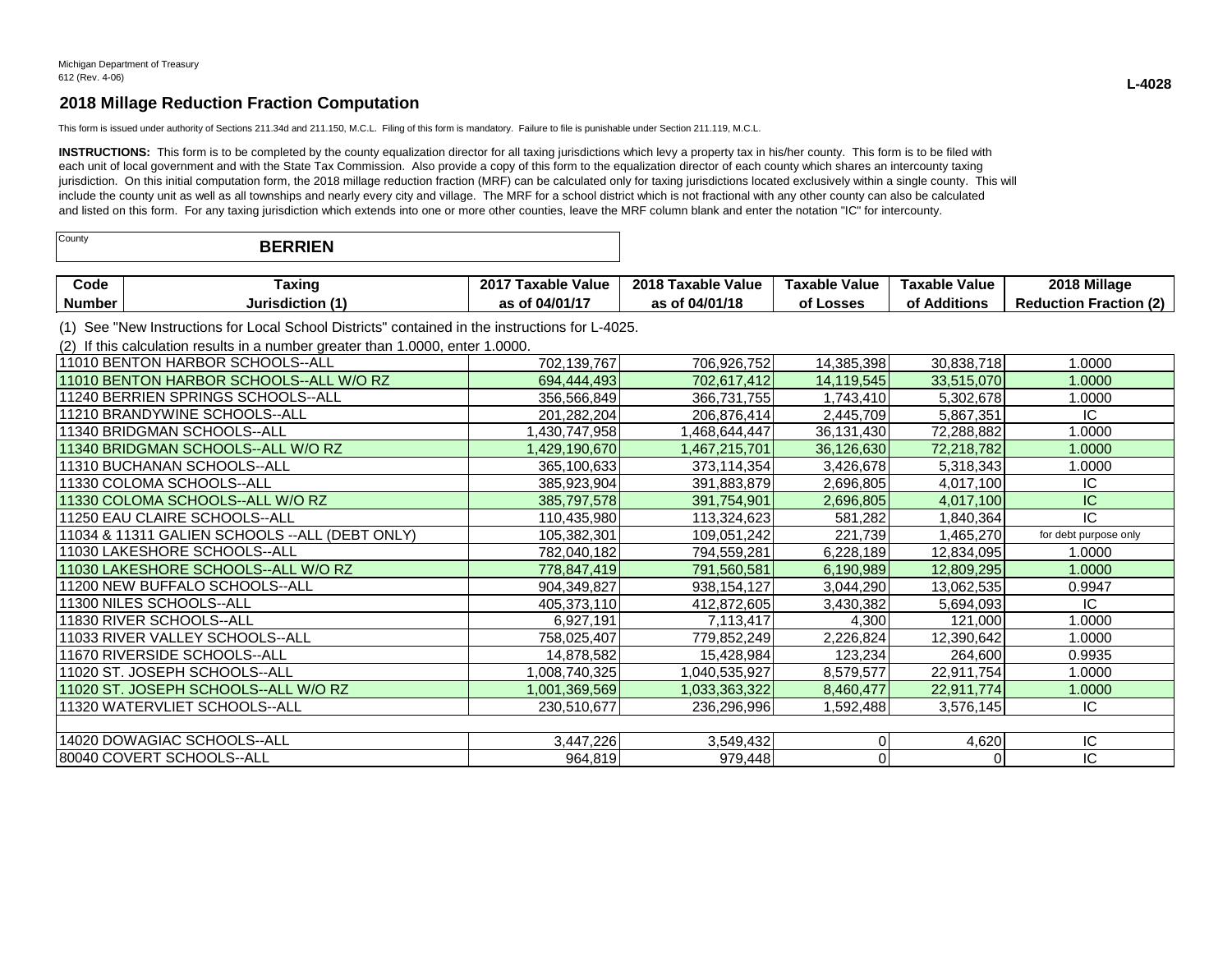Michigan Department of Treasury
612 (Rev. 4-06)

**L-4028**

## 2018 Millage Reduction Fraction Computation

This form is issued under authority of Sections 211.34d and 211.150, M.C.L. Filing of this form is mandatory. Failure to file is punishable under Section 211.119, M.C.L.

**INSTRUCTIONS:** This form is to be completed by the county equalization director for all taxing jurisdictions which levy a property tax in his/her county. This form is to be filed with each unit of local government and with the State Tax Commission. Also provide a copy of this form to the equalization director of each county which shares an intercounty taxing jurisdiction. On this initial computation form, the 2018 millage reduction fraction (MRF) can be calculated only for taxing jurisdictions located exclusively within a single county. This will include the county unit as well as all townships and nearly every city and village. The MRF for a school district which is not fractional with any other county can also be calculated and listed on this form. For any taxing jurisdiction which extends into one or more other counties, leave the MRF column blank and enter the notation "IC" for intercounty.

County: **BERRIEN**

(1) See "New Instructions for Local School Districts" contained in the instructions for L-4025.

(2) If this calculation results in a number greater than 1.0000, enter 1.0000.

| Code Number | Taxing Jurisdiction (1) | 2017 Taxable Value as of 04/01/17 | 2018 Taxable Value as of 04/01/18 | Taxable Value of Losses | Taxable Value of Additions | 2018 Millage Reduction Fraction (2) |
|---|---|---|---|---|---|---|
| 11010 | BENTON HARBOR SCHOOLS--ALL | 702,139,767 | 706,926,752 | 14,385,398 | 30,838,718 | 1.0000 |
| 11010 | BENTON HARBOR SCHOOLS--ALL W/O RZ | 694,444,493 | 702,617,412 | 14,119,545 | 33,515,070 | 1.0000 |
| 11240 | BERRIEN SPRINGS SCHOOLS--ALL | 356,566,849 | 366,731,755 | 1,743,410 | 5,302,678 | 1.0000 |
| 11210 | BRANDYWINE SCHOOLS--ALL | 201,282,204 | 206,876,414 | 2,445,709 | 5,867,351 | IC |
| 11340 | BRIDGMAN SCHOOLS--ALL | 1,430,747,958 | 1,468,644,447 | 36,131,430 | 72,288,882 | 1.0000 |
| 11340 | BRIDGMAN SCHOOLS--ALL W/O RZ | 1,429,190,670 | 1,467,215,701 | 36,126,630 | 72,218,782 | 1.0000 |
| 11310 | BUCHANAN SCHOOLS--ALL | 365,100,633 | 373,114,354 | 3,426,678 | 5,318,343 | 1.0000 |
| 11330 | COLOMA SCHOOLS--ALL | 385,923,904 | 391,883,879 | 2,696,805 | 4,017,100 | IC |
| 11330 | COLOMA SCHOOLS--ALL W/O RZ | 385,797,578 | 391,754,901 | 2,696,805 | 4,017,100 | IC |
| 11250 | EAU CLAIRE SCHOOLS--ALL | 110,435,980 | 113,324,623 | 581,282 | 1,840,364 | IC |
| 11034 & 11311 | GALIEN SCHOOLS --ALL (DEBT ONLY) | 105,382,301 | 109,051,242 | 221,739 | 1,465,270 | for debt purpose only |
| 11030 | LAKESHORE SCHOOLS--ALL | 782,040,182 | 794,559,281 | 6,228,189 | 12,834,095 | 1.0000 |
| 11030 | LAKESHORE SCHOOLS--ALL W/O RZ | 778,847,419 | 791,560,581 | 6,190,989 | 12,809,295 | 1.0000 |
| 11200 | NEW BUFFALO SCHOOLS--ALL | 904,349,827 | 938,154,127 | 3,044,290 | 13,062,535 | 0.9947 |
| 11300 | NILES SCHOOLS--ALL | 405,373,110 | 412,872,605 | 3,430,382 | 5,694,093 | IC |
| 11830 | RIVER SCHOOLS--ALL | 6,927,191 | 7,113,417 | 4,300 | 121,000 | 1.0000 |
| 11033 | RIVER VALLEY SCHOOLS--ALL | 758,025,407 | 779,852,249 | 2,226,824 | 12,390,642 | 1.0000 |
| 11670 | RIVERSIDE SCHOOLS--ALL | 14,878,582 | 15,428,984 | 123,234 | 264,600 | 0.9935 |
| 11020 | ST. JOSEPH SCHOOLS--ALL | 1,008,740,325 | 1,040,535,927 | 8,579,577 | 22,911,754 | 1.0000 |
| 11020 | ST. JOSEPH SCHOOLS--ALL W/O RZ | 1,001,369,569 | 1,033,363,322 | 8,460,477 | 22,911,774 | 1.0000 |
| 11320 | WATERVLIET SCHOOLS--ALL | 230,510,677 | 236,296,996 | 1,592,488 | 3,576,145 | IC |
| | | | | | | |
| 14020 | DOWAGIAC SCHOOLS--ALL | 3,447,226 | 3,549,432 | 0 | 4,620 | IC |
| 80040 | COVERT SCHOOLS--ALL | 964,819 | 979,448 | 0 | 0 | IC |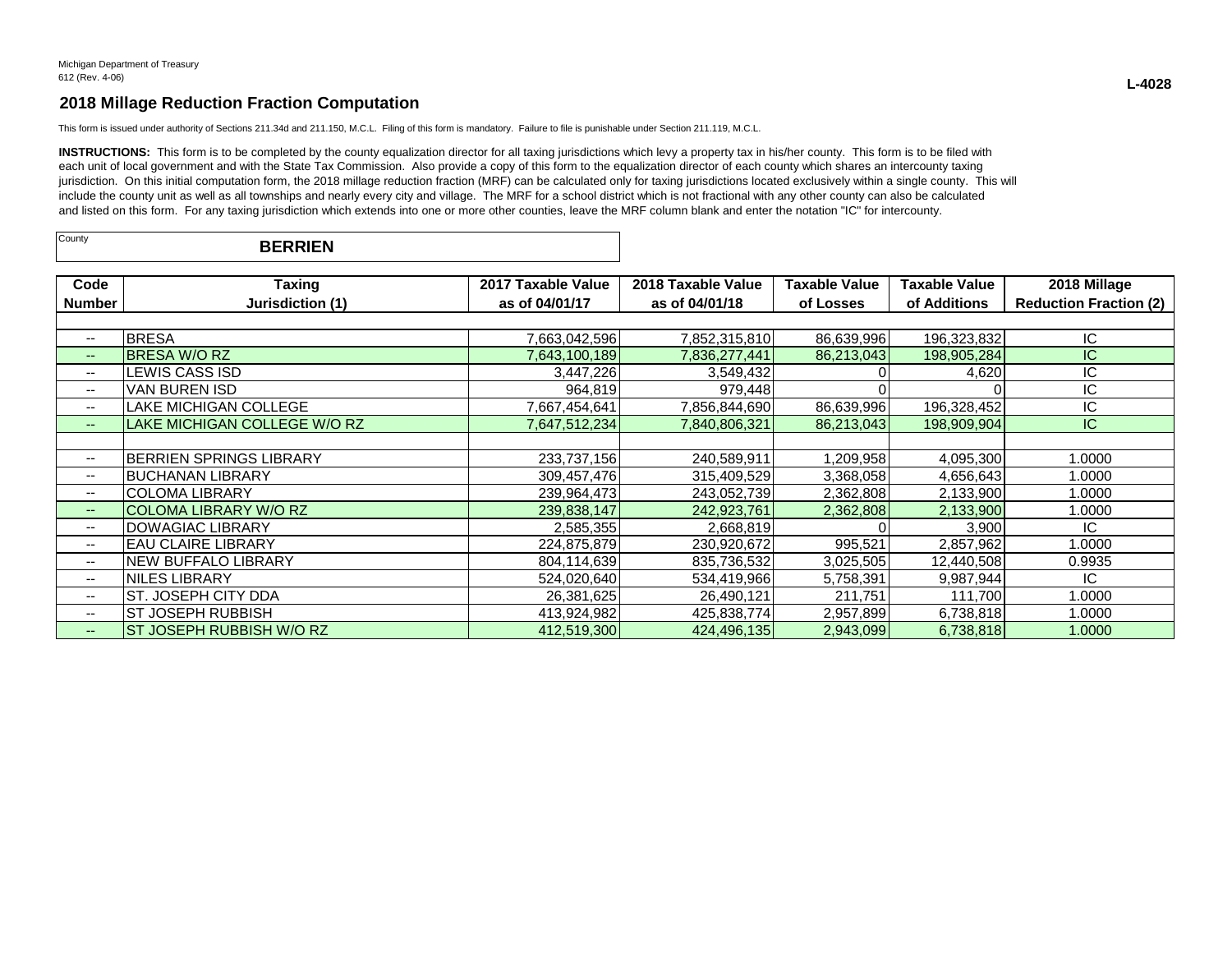Michigan Department of Treasury
612 (Rev. 4-06)

**L-4028**

## 2018 Millage Reduction Fraction Computation

This form is issued under authority of Sections 211.34d and 211.150, M.C.L. Filing of this form is mandatory. Failure to file is punishable under Section 211.119, M.C.L.

**INSTRUCTIONS:** This form is to be completed by the county equalization director for all taxing jurisdictions which levy a property tax in his/her county. This form is to be filed with each unit of local government and with the State Tax Commission. Also provide a copy of this form to the equalization director of each county which shares an intercounty taxing jurisdiction. On this initial computation form, the 2018 millage reduction fraction (MRF) can be calculated only for taxing jurisdictions located exclusively within a single county. This will include the county unit as well as all townships and nearly every city and village. The MRF for a school district which is not fractional with any other county can also be calculated and listed on this form. For any taxing jurisdiction which extends into one or more other counties, leave the MRF column blank and enter the notation "IC" for intercounty.

County: **BERRIEN**

| Code Number | Taxing Jurisdiction (1) | 2017 Taxable Value as of 04/01/17 | 2018 Taxable Value as of 04/01/18 | Taxable Value of Losses | Taxable Value of Additions | 2018 Millage Reduction Fraction (2) |
|---|---|---|---|---|---|---|
| -- | BRESA | 7,663,042,596 | 7,852,315,810 | 86,639,996 | 196,323,832 | IC |
| -- | BRESA W/O RZ | 7,643,100,189 | 7,836,277,441 | 86,213,043 | 198,905,284 | IC |
| -- | LEWIS CASS ISD | 3,447,226 | 3,549,432 | 0 | 4,620 | IC |
| -- | VAN BUREN ISD | 964,819 | 979,448 | 0 | 0 | IC |
| -- | LAKE MICHIGAN COLLEGE | 7,667,454,641 | 7,856,844,690 | 86,639,996 | 196,328,452 | IC |
| -- | LAKE MICHIGAN COLLEGE W/O RZ | 7,647,512,234 | 7,840,806,321 | 86,213,043 | 198,909,904 | IC |
| | | | | | | |
| -- | BERRIEN SPRINGS LIBRARY | 233,737,156 | 240,589,911 | 1,209,958 | 4,095,300 | 1.0000 |
| -- | BUCHANAN LIBRARY | 309,457,476 | 315,409,529 | 3,368,058 | 4,656,643 | 1.0000 |
| -- | COLOMA LIBRARY | 239,964,473 | 243,052,739 | 2,362,808 | 2,133,900 | 1.0000 |
| -- | COLOMA LIBRARY W/O RZ | 239,838,147 | 242,923,761 | 2,362,808 | 2,133,900 | 1.0000 |
| -- | DOWAGIAC LIBRARY | 2,585,355 | 2,668,819 | 0 | 3,900 | IC |
| -- | EAU CLAIRE LIBRARY | 224,875,879 | 230,920,672 | 995,521 | 2,857,962 | 1.0000 |
| -- | NEW BUFFALO LIBRARY | 804,114,639 | 835,736,532 | 3,025,505 | 12,440,508 | 0.9935 |
| -- | NILES LIBRARY | 524,020,640 | 534,419,966 | 5,758,391 | 9,987,944 | IC |
| -- | ST. JOSEPH CITY DDA | 26,381,625 | 26,490,121 | 211,751 | 111,700 | 1.0000 |
| -- | ST JOSEPH RUBBISH | 413,924,982 | 425,838,774 | 2,957,899 | 6,738,818 | 1.0000 |
| -- | ST JOSEPH RUBBISH W/O RZ | 412,519,300 | 424,496,135 | 2,943,099 | 6,738,818 | 1.0000 |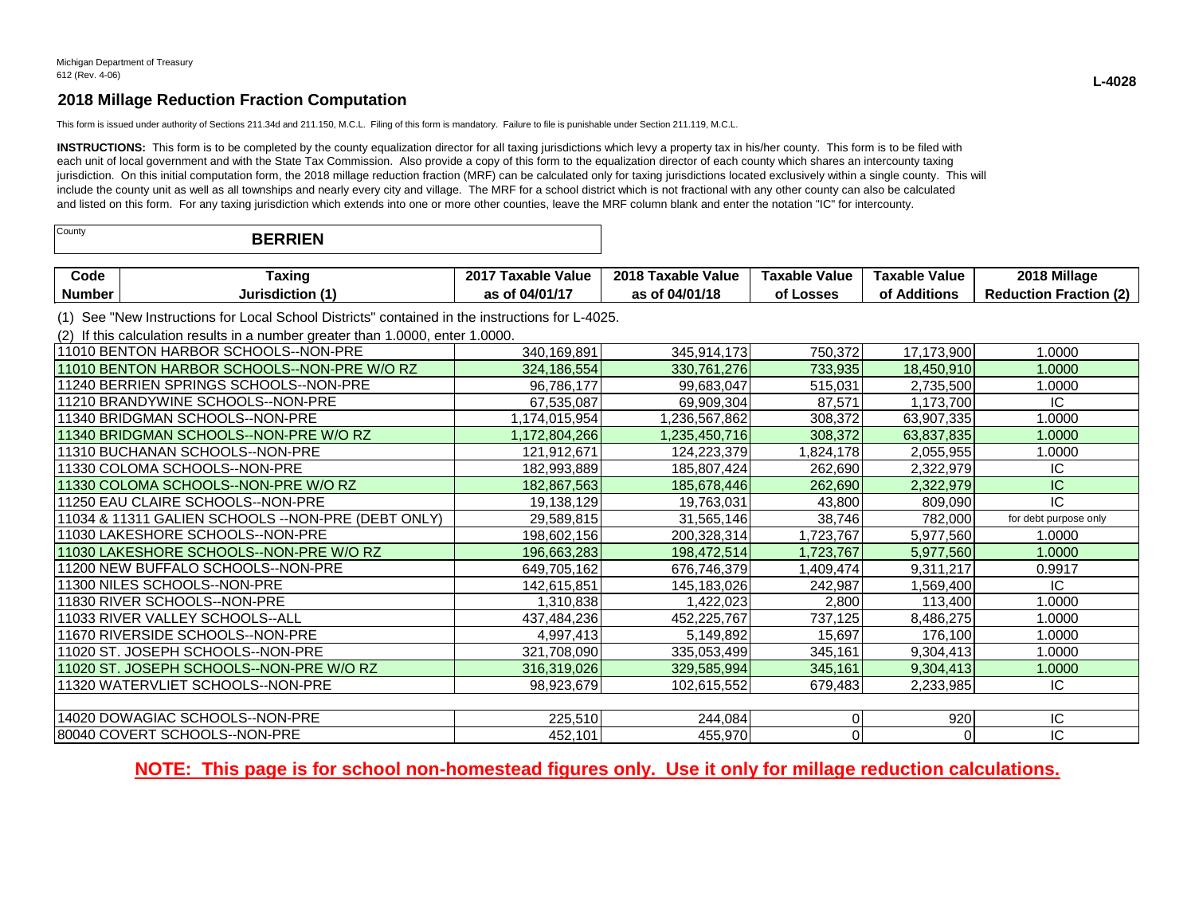Michigan Department of Treasury
612 (Rev. 4-06)

L-4028

## 2018 Millage Reduction Fraction Computation

This form is issued under authority of Sections 211.34d and 211.150, M.C.L. Filing of this form is mandatory. Failure to file is punishable under Section 211.119, M.C.L.

**INSTRUCTIONS:** This form is to be completed by the county equalization director for all taxing jurisdictions which levy a property tax in his/her county. This form is to be filed with each unit of local government and with the State Tax Commission. Also provide a copy of this form to the equalization director of each county which shares an intercounty taxing jurisdiction. On this initial computation form, the 2018 millage reduction fraction (MRF) can be calculated only for taxing jurisdictions located exclusively within a single county. This will include the county unit as well as all townships and nearly every city and village. The MRF for a school district which is not fractional with any other county can also be calculated and listed on this form. For any taxing jurisdiction which extends into one or more other counties, leave the MRF column blank and enter the notation "IC" for intercounty.

County: **BERRIEN**

| Code Number | Taxing Jurisdiction (1) | 2017 Taxable Value as of 04/01/17 | 2018 Taxable Value as of 04/01/18 | Taxable Value of Losses | Taxable Value of Additions | 2018 Millage Reduction Fraction (2) |
|---|---|---|---|---|---|---|
| (1) See "New Instructions for Local School Districts" contained in the instructions for L-4025. | | | | | | |
| (2) If this calculation results in a number greater than 1.0000, enter 1.0000. | | | | | | |
| 11010 BENTON HARBOR SCHOOLS--NON-PRE | | 340,169,891 | 345,914,173 | 750,372 | 17,173,900 | 1.0000 |
| 11010 BENTON HARBOR SCHOOLS--NON-PRE W/O RZ | | 324,186,554 | 330,761,276 | 733,935 | 18,450,910 | 1.0000 |
| 11240 BERRIEN SPRINGS SCHOOLS--NON-PRE | | 96,786,177 | 99,683,047 | 515,031 | 2,735,500 | 1.0000 |
| 11210 BRANDYWINE SCHOOLS--NON-PRE | | 67,535,087 | 69,909,304 | 87,571 | 1,173,700 | IC |
| 11340 BRIDGMAN SCHOOLS--NON-PRE | | 1,174,015,954 | 1,236,567,862 | 308,372 | 63,907,335 | 1.0000 |
| 11340 BRIDGMAN SCHOOLS--NON-PRE W/O RZ | | 1,172,804,266 | 1,235,450,716 | 308,372 | 63,837,835 | 1.0000 |
| 11310 BUCHANAN SCHOOLS--NON-PRE | | 121,912,671 | 124,223,379 | 1,824,178 | 2,055,955 | 1.0000 |
| 11330 COLOMA SCHOOLS--NON-PRE | | 182,993,889 | 185,807,424 | 262,690 | 2,322,979 | IC |
| 11330 COLOMA SCHOOLS--NON-PRE W/O RZ | | 182,867,563 | 185,678,446 | 262,690 | 2,322,979 | IC |
| 11250 EAU CLAIRE SCHOOLS--NON-PRE | | 19,138,129 | 19,763,031 | 43,800 | 809,090 | IC |
| 11034 & 11311 GALIEN SCHOOLS --NON-PRE (DEBT ONLY) | | 29,589,815 | 31,565,146 | 38,746 | 782,000 | for debt purpose only |
| 11030 LAKESHORE SCHOOLS--NON-PRE | | 198,602,156 | 200,328,314 | 1,723,767 | 5,977,560 | 1.0000 |
| 11030 LAKESHORE SCHOOLS--NON-PRE W/O RZ | | 196,663,283 | 198,472,514 | 1,723,767 | 5,977,560 | 1.0000 |
| 11200 NEW BUFFALO SCHOOLS--NON-PRE | | 649,705,162 | 676,746,379 | 1,409,474 | 9,311,217 | 0.9917 |
| 11300 NILES SCHOOLS--NON-PRE | | 142,615,851 | 145,183,026 | 242,987 | 1,569,400 | IC |
| 11830 RIVER SCHOOLS--NON-PRE | | 1,310,838 | 1,422,023 | 2,800 | 113,400 | 1.0000 |
| 11033 RIVER VALLEY SCHOOLS--ALL | | 437,484,236 | 452,225,767 | 737,125 | 8,486,275 | 1.0000 |
| 11670 RIVERSIDE SCHOOLS--NON-PRE | | 4,997,413 | 5,149,892 | 15,697 | 176,100 | 1.0000 |
| 11020 ST. JOSEPH SCHOOLS--NON-PRE | | 321,708,090 | 335,053,499 | 345,161 | 9,304,413 | 1.0000 |
| 11020 ST. JOSEPH SCHOOLS--NON-PRE W/O RZ | | 316,319,026 | 329,585,994 | 345,161 | 9,304,413 | 1.0000 |
| 11320 WATERVLIET SCHOOLS--NON-PRE | | 98,923,679 | 102,615,552 | 679,483 | 2,233,985 | IC |
| | | | | | | |
| 14020 DOWAGIAC SCHOOLS--NON-PRE | | 225,510 | 244,084 | 0 | 920 | IC |
| 80040 COVERT SCHOOLS--NON-PRE | | 452,101 | 455,970 | 0 | 0 | IC |

**NOTE: This page is for school non-homestead figures only. Use it only for millage reduction calculations.**